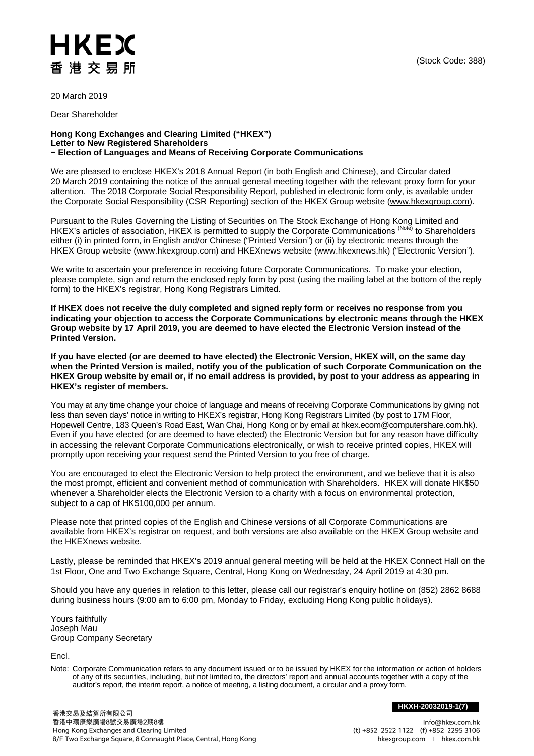HKEX
香港交易所

(Stock Code: 388)

20 March 2019

Dear Shareholder

**Hong Kong Exchanges and Clearing Limited ("HKEX")**
**Letter to New Registered Shareholders**
**− Election of Languages and Means of Receiving Corporate Communications**

We are pleased to enclose HKEX's 2018 Annual Report (in both English and Chinese), and Circular dated 20 March 2019 containing the notice of the annual general meeting together with the relevant proxy form for your attention. The 2018 Corporate Social Responsibility Report, published in electronic form only, is available under the Corporate Social Responsibility (CSR Reporting) section of the HKEX Group website (www.hkexgroup.com).

Pursuant to the Rules Governing the Listing of Securities on The Stock Exchange of Hong Kong Limited and HKEX's articles of association, HKEX is permitted to supply the Corporate Communications (Note) to Shareholders either (i) in printed form, in English and/or Chinese ("Printed Version") or (ii) by electronic means through the HKEX Group website (www.hkexgroup.com) and HKEXnews website (www.hkexnews.hk) ("Electronic Version").

We write to ascertain your preference in receiving future Corporate Communications. To make your election, please complete, sign and return the enclosed reply form by post (using the mailing label at the bottom of the reply form) to the HKEX's registrar, Hong Kong Registrars Limited.

**If HKEX does not receive the duly completed and signed reply form or receives no response from you indicating your objection to access the Corporate Communications by electronic means through the HKEX Group website by 17 April 2019, you are deemed to have elected the Electronic Version instead of the Printed Version.**

**If you have elected (or are deemed to have elected) the Electronic Version, HKEX will, on the same day when the Printed Version is mailed, notify you of the publication of such Corporate Communication on the HKEX Group website by email or, if no email address is provided, by post to your address as appearing in HKEX's register of members.**

You may at any time change your choice of language and means of receiving Corporate Communications by giving not less than seven days' notice in writing to HKEX's registrar, Hong Kong Registrars Limited (by post to 17M Floor, Hopewell Centre, 183 Queen's Road East, Wan Chai, Hong Kong or by email at hkex.ecom@computershare.com.hk). Even if you have elected (or are deemed to have elected) the Electronic Version but for any reason have difficulty in accessing the relevant Corporate Communications electronically, or wish to receive printed copies, HKEX will promptly upon receiving your request send the Printed Version to you free of charge.

You are encouraged to elect the Electronic Version to help protect the environment, and we believe that it is also the most prompt, efficient and convenient method of communication with Shareholders. HKEX will donate HK$50 whenever a Shareholder elects the Electronic Version to a charity with a focus on environmental protection, subject to a cap of HK$100,000 per annum.

Please note that printed copies of the English and Chinese versions of all Corporate Communications are available from HKEX's registrar on request, and both versions are also available on the HKEX Group website and the HKEXnews website.

Lastly, please be reminded that HKEX's 2019 annual general meeting will be held at the HKEX Connect Hall on the 1st Floor, One and Two Exchange Square, Central, Hong Kong on Wednesday, 24 April 2019 at 4:30 pm.

Should you have any queries in relation to this letter, please call our registrar's enquiry hotline on (852) 2862 8688 during business hours (9:00 am to 6:00 pm, Monday to Friday, excluding Hong Kong public holidays).

Yours faithfully
Joseph Mau
Group Company Secretary

Encl.

Note: Corporate Communication refers to any document issued or to be issued by HKEX for the information or action of holders of any of its securities, including, but not limited to, the directors' report and annual accounts together with a copy of the auditor's report, the interim report, a notice of meeting, a listing document, a circular and a proxy form.

HKXH-20032019-1(7)

香港交易及結算所有限公司
香港中環康樂廣場8號交易廣場2期8樓
Hong Kong Exchanges and Clearing Limited
8/F, Two Exchange Square, 8 Connaught Place, Central, Hong Kong

info@hkex.com.hk
(t) +852 2522 1122 (f) +852 2295 3106
hkexgroup.com | hkex.com.hk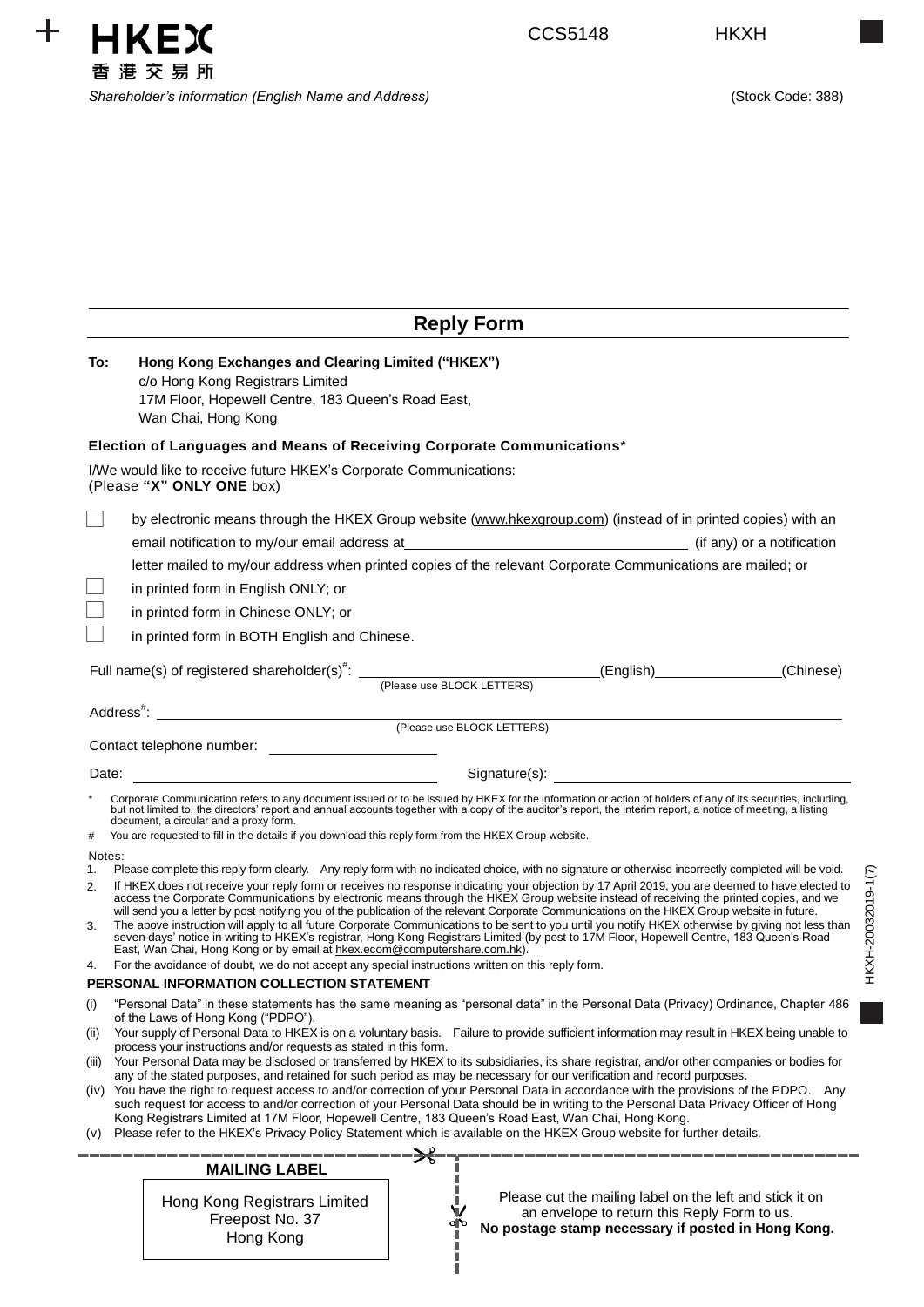HKEX
香港交易所

CCS5148 HKXH

*Shareholder's information (English Name and Address)*

(Stock Code: 388)

## Reply Form

**To:** **Hong Kong Exchanges and Clearing Limited ("HKEX")**
c/o Hong Kong Registrars Limited
17M Floor, Hopewell Centre, 183 Queen's Road East,
Wan Chai, Hong Kong

**Election of Languages and Means of Receiving Corporate Communications***

I/We would like to receive future HKEX's Corporate Communications:
(Please **"X" ONLY ONE** box)

☐ by electronic means through the HKEX Group website (www.hkexgroup.com) (instead of in printed copies) with an email notification to my/our email address at ______________________ (if any) or a notification letter mailed to my/our address when printed copies of the relevant Corporate Communications are mailed; or

☐ in printed form in English ONLY; or

☐ in printed form in Chinese ONLY; or

☐ in printed form in BOTH English and Chinese.

Full name(s) of registered shareholder(s)#: ______________________ (English) ______________ (Chinese)
(Please use BLOCK LETTERS)

Address#: ______________________________________________
(Please use BLOCK LETTERS)

Contact telephone number: ______________________

Date: ______________________ Signature(s): ______________________

\* Corporate Communication refers to any document issued or to be issued by HKEX for the information or action of holders of any of its securities, including, but not limited to, the directors' report and annual accounts together with a copy of the auditor's report, the interim report, a notice of meeting, a listing document, a circular and a proxy form.

\# You are requested to fill in the details if you download this reply form from the HKEX Group website.

Notes:

1. Please complete this reply form clearly. Any reply form with no indicated choice, with no signature or otherwise incorrectly completed will be void.
2. If HKEX does not receive your reply form or receives no response indicating your objection by 17 April 2019, you are deemed to have elected to access the Corporate Communications by electronic means through the HKEX Group website instead of receiving the printed copies, and we will send you a letter by post notifying you of the publication of the relevant Corporate Communications on the HKEX Group website in future.
3. The above instruction will apply to all future Corporate Communications to be sent to you until you notify HKEX otherwise by giving not less than seven days' notice in writing to HKEX's registrar, Hong Kong Registrars Limited (by post to 17M Floor, Hopewell Centre, 183 Queen's Road East, Wan Chai, Hong Kong or by email at hkex.ecom@computershare.com.hk).
4. For the avoidance of doubt, we do not accept any special instructions written on this reply form.

**PERSONAL INFORMATION COLLECTION STATEMENT**

(i) "Personal Data" in these statements has the same meaning as "personal data" in the Personal Data (Privacy) Ordinance, Chapter 486 of the Laws of Hong Kong ("PDPO").

(ii) Your supply of Personal Data to HKEX is on a voluntary basis. Failure to provide sufficient information may result in HKEX being unable to process your instructions and/or requests as stated in this form.

(iii) Your Personal Data may be disclosed or transferred by HKEX to its subsidiaries, its share registrar, and/or other companies or bodies for any of the stated purposes, and retained for such period as may be necessary for our verification and record purposes.

(iv) You have the right to request access to and/or correction of your Personal Data in accordance with the provisions of the PDPO. Any such request for access to and/or correction of your Personal Data should be in writing to the Personal Data Privacy Officer of Hong Kong Registrars Limited at 17M Floor, Hopewell Centre, 183 Queen's Road East, Wan Chai, Hong Kong.

(v) Please refer to the HKEX's Privacy Policy Statement which is available on the HKEX Group website for further details.

**MAILING LABEL**

Hong Kong Registrars Limited
Freepost No. 37
Hong Kong

Please cut the mailing label on the left and stick it on an envelope to return this Reply Form to us.
**No postage stamp necessary if posted in Hong Kong.**

HKXH-20032019-1(7)